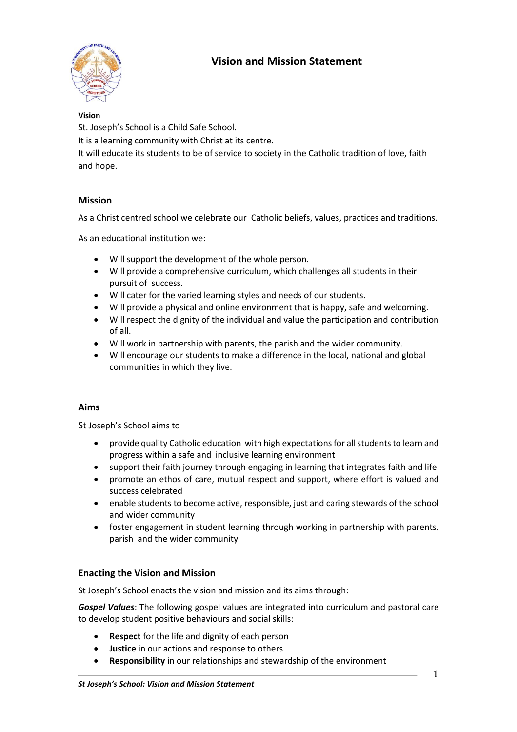# Vision and Mission Statement

**Vision**

St. Joseph's School is a Child Safe School.
It is a learning community with Christ at its centre.
It will educate its students to be of service to society in the Catholic tradition of love, faith and hope.

## Mission

As a Christ centred school we celebrate our Catholic beliefs, values, practices and traditions.

As an educational institution we:

- Will support the development of the whole person.
- Will provide a comprehensive curriculum, which challenges all students in their pursuit of success.
- Will cater for the varied learning styles and needs of our students.
- Will provide a physical and online environment that is happy, safe and welcoming.
- Will respect the dignity of the individual and value the participation and contribution of all.
- Will work in partnership with parents, the parish and the wider community.
- Will encourage our students to make a difference in the local, national and global communities in which they live.

## Aims

St Joseph's School aims to

- provide quality Catholic education with high expectations for all students to learn and progress within a safe and inclusive learning environment
- support their faith journey through engaging in learning that integrates faith and life
- promote an ethos of care, mutual respect and support, where effort is valued and success celebrated
- enable students to become active, responsible, just and caring stewards of the school and wider community
- foster engagement in student learning through working in partnership with parents, parish and the wider community

## Enacting the Vision and Mission

St Joseph's School enacts the vision and mission and its aims through:

***Gospel Values***: The following gospel values are integrated into curriculum and pastoral care to develop student positive behaviours and social skills:

- **Respect** for the life and dignity of each person
- **Justice** in our actions and response to others
- **Responsibility** in our relationships and stewardship of the environment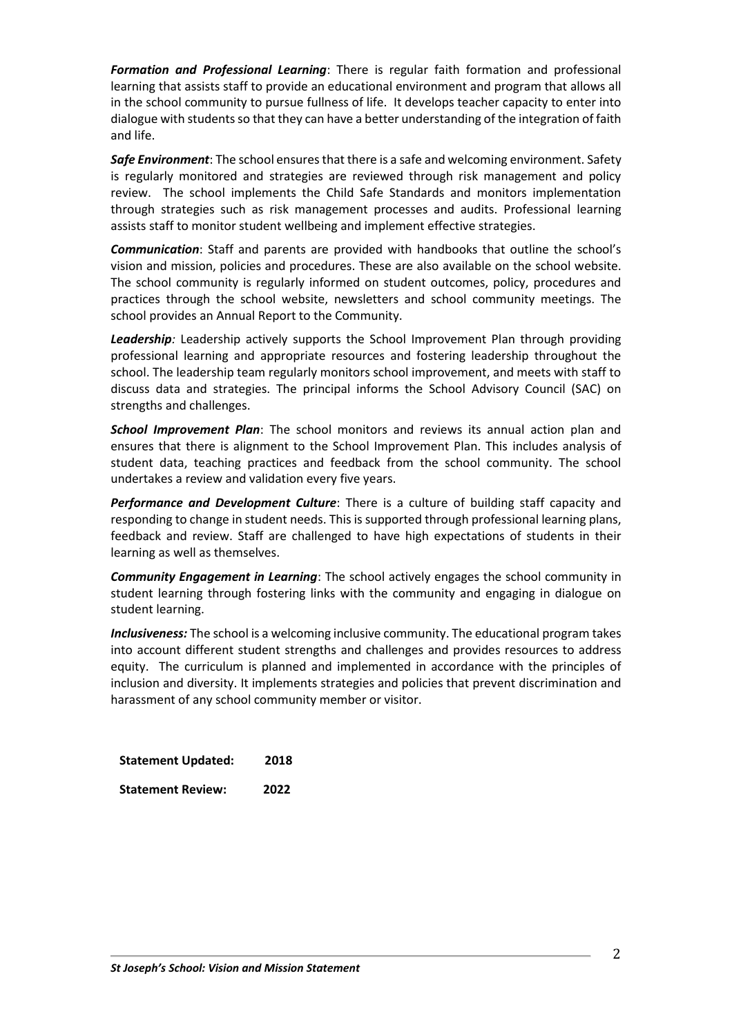***Formation and Professional Learning***: There is regular faith formation and professional learning that assists staff to provide an educational environment and program that allows all in the school community to pursue fullness of life. It develops teacher capacity to enter into dialogue with students so that they can have a better understanding of the integration of faith and life.

***Safe Environment***: The school ensures that there is a safe and welcoming environment. Safety is regularly monitored and strategies are reviewed through risk management and policy review. The school implements the Child Safe Standards and monitors implementation through strategies such as risk management processes and audits. Professional learning assists staff to monitor student wellbeing and implement effective strategies.

***Communication***: Staff and parents are provided with handbooks that outline the school's vision and mission, policies and procedures. These are also available on the school website. The school community is regularly informed on student outcomes, policy, procedures and practices through the school website, newsletters and school community meetings. The school provides an Annual Report to the Community.

***Leadership:*** Leadership actively supports the School Improvement Plan through providing professional learning and appropriate resources and fostering leadership throughout the school. The leadership team regularly monitors school improvement, and meets with staff to discuss data and strategies. The principal informs the School Advisory Council (SAC) on strengths and challenges.

***School Improvement Plan***: The school monitors and reviews its annual action plan and ensures that there is alignment to the School Improvement Plan. This includes analysis of student data, teaching practices and feedback from the school community. The school undertakes a review and validation every five years.

***Performance and Development Culture***: There is a culture of building staff capacity and responding to change in student needs. This is supported through professional learning plans, feedback and review. Staff are challenged to have high expectations of students in their learning as well as themselves.

***Community Engagement in Learning***: The school actively engages the school community in student learning through fostering links with the community and engaging in dialogue on student learning.

***Inclusiveness:*** The school is a welcoming inclusive community. The educational program takes into account different student strengths and challenges and provides resources to address equity. The curriculum is planned and implemented in accordance with the principles of inclusion and diversity. It implements strategies and policies that prevent discrimination and harassment of any school community member or visitor.

**Statement Updated: 2018**

**Statement Review: 2022**